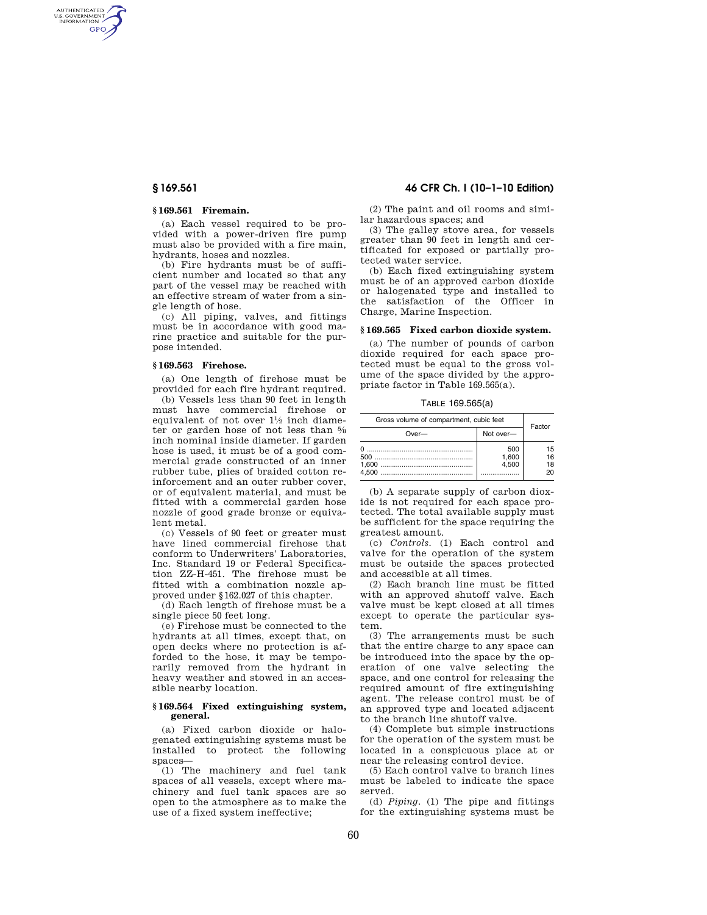### § 169.561 Firemain.

(a) Each vessel required to be provided with a power-driven fire pump must also be provided with a fire main, hydrants, hoses and nozzles.

(b) Fire hydrants must be of sufficient number and located so that any part of the vessel may be reached with an effective stream of water from a single length of hose.

(c) All piping, valves, and fittings must be in accordance with good marine practice and suitable for the purpose intended.

### § 169.563 Firehose.

(a) One length of firehose must be provided for each fire hydrant required.

(b) Vessels less than 90 feet in length must have commercial firehose or equivalent of not over 1½ inch diameter or garden hose of not less than ⅝ inch nominal inside diameter. If garden hose is used, it must be of a good commercial grade constructed of an inner rubber tube, plies of braided cotton reinforcement and an outer rubber cover, or of equivalent material, and must be fitted with a commercial garden hose nozzle of good grade bronze or equivalent metal.

(c) Vessels of 90 feet or greater must have lined commercial firehose that conform to Underwriters' Laboratories, Inc. Standard 19 or Federal Specification ZZ-H-451. The firehose must be fitted with a combination nozzle approved under §162.027 of this chapter.

(d) Each length of firehose must be a single piece 50 feet long.

(e) Firehose must be connected to the hydrants at all times, except that, on open decks where no protection is afforded to the hose, it may be temporarily removed from the hydrant in heavy weather and stowed in an accessible nearby location.

### § 169.564 Fixed extinguishing system, general.

(a) Fixed carbon dioxide or halogenated extinguishing systems must be installed to protect the following spaces—

(1) The machinery and fuel tank spaces of all vessels, except where machinery and fuel tank spaces are so open to the atmosphere as to make the use of a fixed system ineffective;

(2) The paint and oil rooms and similar hazardous spaces; and

(3) The galley stove area, for vessels greater than 90 feet in length and certificated for exposed or partially protected water service.

(b) Each fixed extinguishing system must be of an approved carbon dioxide or halogenated type and installed to the satisfaction of the Officer in Charge, Marine Inspection.

### § 169.565 Fixed carbon dioxide system.

(a) The number of pounds of carbon dioxide required for each space protected must be equal to the gross volume of the space divided by the appropriate factor in Table 169.565(a).

TABLE 169.565(a)

| Gross volume of compartment, cubic feet | | Factor |
|---|---|---|
| Over— | Not over— | |
| 0 | 500 | 15 |
| 500 | 1,600 | 16 |
| 1,600 | 4,500 | 18 |
| 4,500 | | 20 |

(b) A separate supply of carbon dioxide is not required for each space protected. The total available supply must be sufficient for the space requiring the greatest amount.

(c) *Controls.* (1) Each control and valve for the operation of the system must be outside the spaces protected and accessible at all times.

(2) Each branch line must be fitted with an approved shutoff valve. Each valve must be kept closed at all times except to operate the particular system.

(3) The arrangements must be such that the entire charge to any space can be introduced into the space by the operation of one valve selecting the space, and one control for releasing the required amount of fire extinguishing agent. The release control must be of an approved type and located adjacent to the branch line shutoff valve.

(4) Complete but simple instructions for the operation of the system must be located in a conspicuous place at or near the releasing control device.

(5) Each control valve to branch lines must be labeled to indicate the space served.

(d) *Piping.* (1) The pipe and fittings for the extinguishing systems must be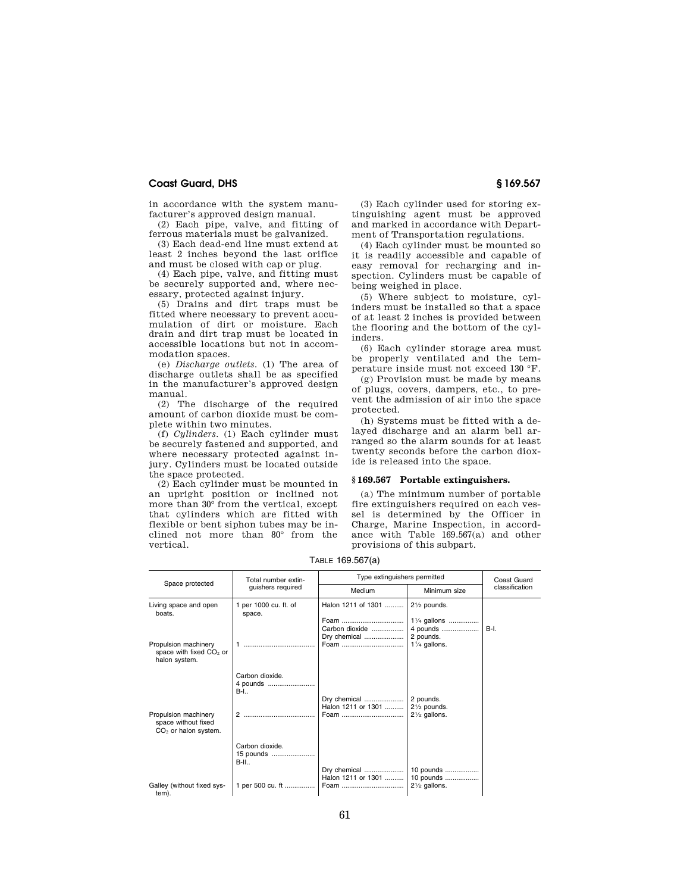in accordance with the system manufacturer's approved design manual.

(2) Each pipe, valve, and fitting of ferrous materials must be galvanized.

(3) Each dead-end line must extend at least 2 inches beyond the last orifice and must be closed with cap or plug.

(4) Each pipe, valve, and fitting must be securely supported and, where necessary, protected against injury.

(5) Drains and dirt traps must be fitted where necessary to prevent accumulation of dirt or moisture. Each drain and dirt trap must be located in accessible locations but not in accommodation spaces.

(e) *Discharge outlets.* (1) The area of discharge outlets shall be as specified in the manufacturer's approved design manual.

(2) The discharge of the required amount of carbon dioxide must be complete within two minutes.

(f) *Cylinders.* (1) Each cylinder must be securely fastened and supported, and where necessary protected against injury. Cylinders must be located outside the space protected.

(2) Each cylinder must be mounted in an upright position or inclined not more than 30° from the vertical, except that cylinders which are fitted with flexible or bent siphon tubes may be inclined not more than 80° from the vertical.

(3) Each cylinder used for storing extinguishing agent must be approved and marked in accordance with Department of Transportation regulations.

(4) Each cylinder must be mounted so it is readily accessible and capable of easy removal for recharging and inspection. Cylinders must be capable of being weighed in place.

(5) Where subject to moisture, cylinders must be installed so that a space of at least 2 inches is provided between the flooring and the bottom of the cylinders.

(6) Each cylinder storage area must be properly ventilated and the temperature inside must not exceed 130 °F.

(g) Provision must be made by means of plugs, covers, dampers, etc., to prevent the admission of air into the space protected.

(h) Systems must be fitted with a delayed discharge and an alarm bell arranged so the alarm sounds for at least twenty seconds before the carbon dioxide is released into the space.

## § 169.567 Portable extinguishers.

(a) The minimum number of portable fire extinguishers required on each vessel is determined by the Officer in Charge, Marine Inspection, in accordance with Table 169.567(a) and other provisions of this subpart.

TABLE 169.567(a)

| Space protected | Total number extinguishers required | Type extinguishers permitted | | Coast Guard classification |
|---|---|---|---|---|
| | | Medium | Minimum size | |
| Living space and open boats. | 1 per 1000 cu. ft. of space. | Halon 1211 of 1301 .......... | 2½ pounds. | |
| | | Foam .................................. | 1¼ gallons ................ | |
| | | Carbon dioxide ................. | 4 pounds .................... | B-I. |
| | | Dry chemical ..................... | 2 pounds. | |
| Propulsion machinery space with fixed $CO_2$ or halon system. | 1 ...................................... | Foam .................................. | 1¼ gallons. | |
| | Carbon dioxide. 4 pounds ......................... B-I.. | | | |
| | | Dry chemical ..................... | 2 pounds. | |
| | | Halon 1211 or 1301 .......... | 2½ pounds. | |
| Propulsion machinery space without fixed $CO_2$ or halon system. | 2 ...................................... | Foam .................................. | 2½ gallons. | |
| | Carbon dioxide. 15 pounds ....................... B-II.. | | | |
| | | Dry chemical ..................... | 10 pounds .................. | |
| | | Halon 1211 or 1301 .......... | 10 pounds .................. | |
| Galley (without fixed system). | 1 per 500 cu. ft ................ | Foam .................................. | 2½ gallons. | |